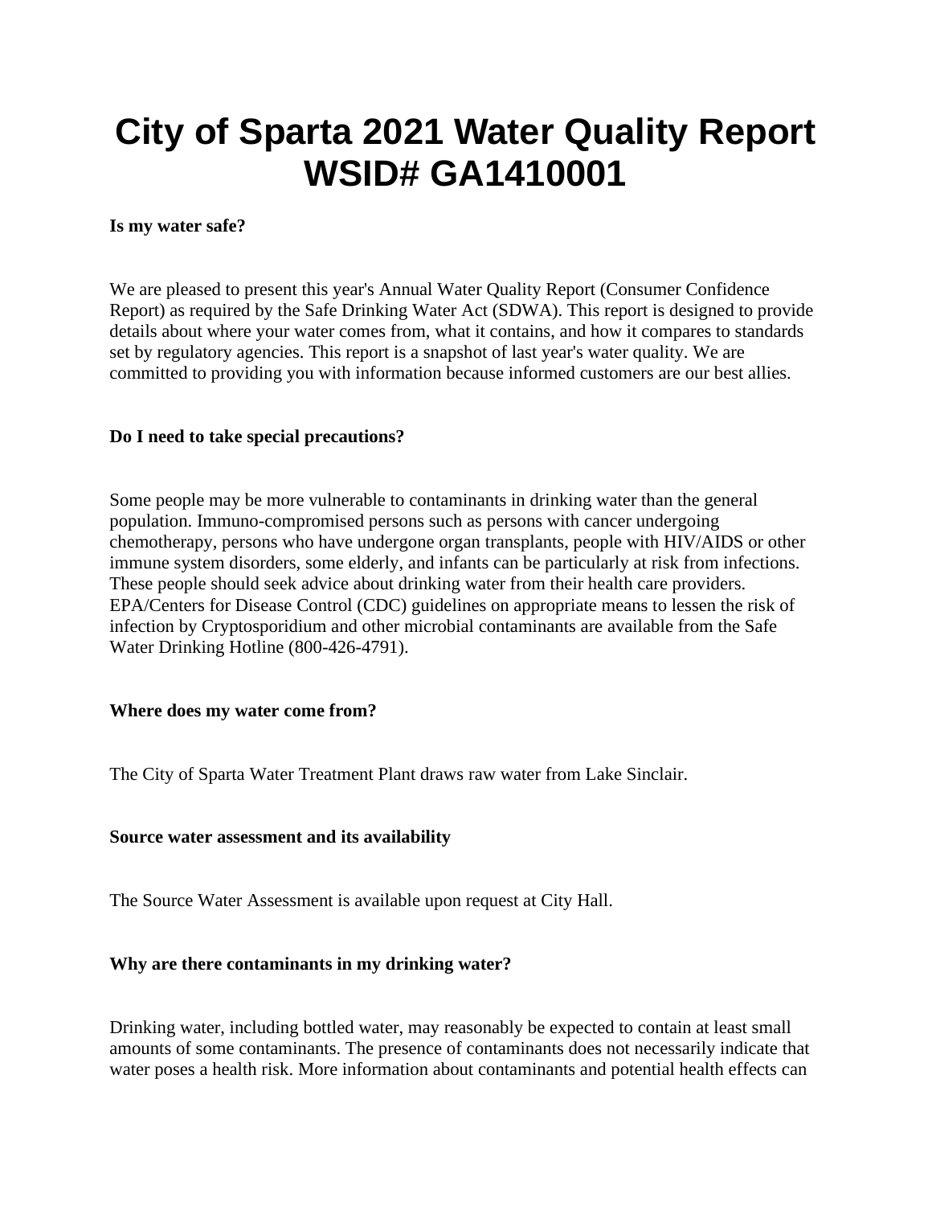# City of Sparta 2021 Water Quality Report WSID# GA1410001

**Is my water safe?**

We are pleased to present this year's Annual Water Quality Report (Consumer Confidence Report) as required by the Safe Drinking Water Act (SDWA). This report is designed to provide details about where your water comes from, what it contains, and how it compares to standards set by regulatory agencies. This report is a snapshot of last year's water quality. We are committed to providing you with information because informed customers are our best allies.

**Do I need to take special precautions?**

Some people may be more vulnerable to contaminants in drinking water than the general population. Immuno-compromised persons such as persons with cancer undergoing chemotherapy, persons who have undergone organ transplants, people with HIV/AIDS or other immune system disorders, some elderly, and infants can be particularly at risk from infections. These people should seek advice about drinking water from their health care providers. EPA/Centers for Disease Control (CDC) guidelines on appropriate means to lessen the risk of infection by Cryptosporidium and other microbial contaminants are available from the Safe Water Drinking Hotline (800-426-4791).

**Where does my water come from?**

The City of Sparta Water Treatment Plant draws raw water from Lake Sinclair.

**Source water assessment and its availability**

The Source Water Assessment is available upon request at City Hall.

**Why are there contaminants in my drinking water?**

Drinking water, including bottled water, may reasonably be expected to contain at least small amounts of some contaminants. The presence of contaminants does not necessarily indicate that water poses a health risk. More information about contaminants and potential health effects can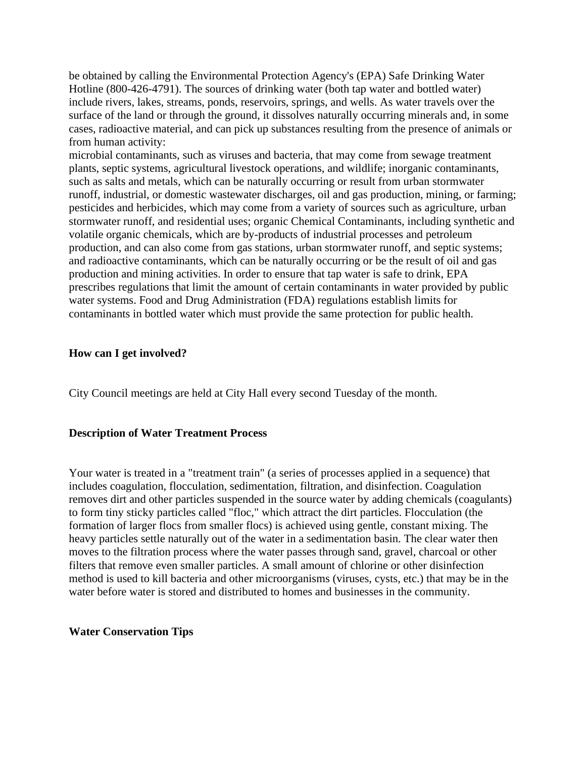be obtained by calling the Environmental Protection Agency's (EPA) Safe Drinking Water Hotline (800-426-4791). The sources of drinking water (both tap water and bottled water) include rivers, lakes, streams, ponds, reservoirs, springs, and wells. As water travels over the surface of the land or through the ground, it dissolves naturally occurring minerals and, in some cases, radioactive material, and can pick up substances resulting from the presence of animals or from human activity:
microbial contaminants, such as viruses and bacteria, that may come from sewage treatment plants, septic systems, agricultural livestock operations, and wildlife; inorganic contaminants, such as salts and metals, which can be naturally occurring or result from urban stormwater runoff, industrial, or domestic wastewater discharges, oil and gas production, mining, or farming; pesticides and herbicides, which may come from a variety of sources such as agriculture, urban stormwater runoff, and residential uses; organic Chemical Contaminants, including synthetic and volatile organic chemicals, which are by-products of industrial processes and petroleum production, and can also come from gas stations, urban stormwater runoff, and septic systems; and radioactive contaminants, which can be naturally occurring or be the result of oil and gas production and mining activities. In order to ensure that tap water is safe to drink, EPA prescribes regulations that limit the amount of certain contaminants in water provided by public water systems. Food and Drug Administration (FDA) regulations establish limits for contaminants in bottled water which must provide the same protection for public health.

**How can I get involved?**

City Council meetings are held at City Hall every second Tuesday of the month.

**Description of Water Treatment Process**

Your water is treated in a "treatment train" (a series of processes applied in a sequence) that includes coagulation, flocculation, sedimentation, filtration, and disinfection. Coagulation removes dirt and other particles suspended in the source water by adding chemicals (coagulants) to form tiny sticky particles called "floc," which attract the dirt particles. Flocculation (the formation of larger flocs from smaller flocs) is achieved using gentle, constant mixing. The heavy particles settle naturally out of the water in a sedimentation basin. The clear water then moves to the filtration process where the water passes through sand, gravel, charcoal or other filters that remove even smaller particles. A small amount of chlorine or other disinfection method is used to kill bacteria and other microorganisms (viruses, cysts, etc.) that may be in the water before water is stored and distributed to homes and businesses in the community.

**Water Conservation Tips**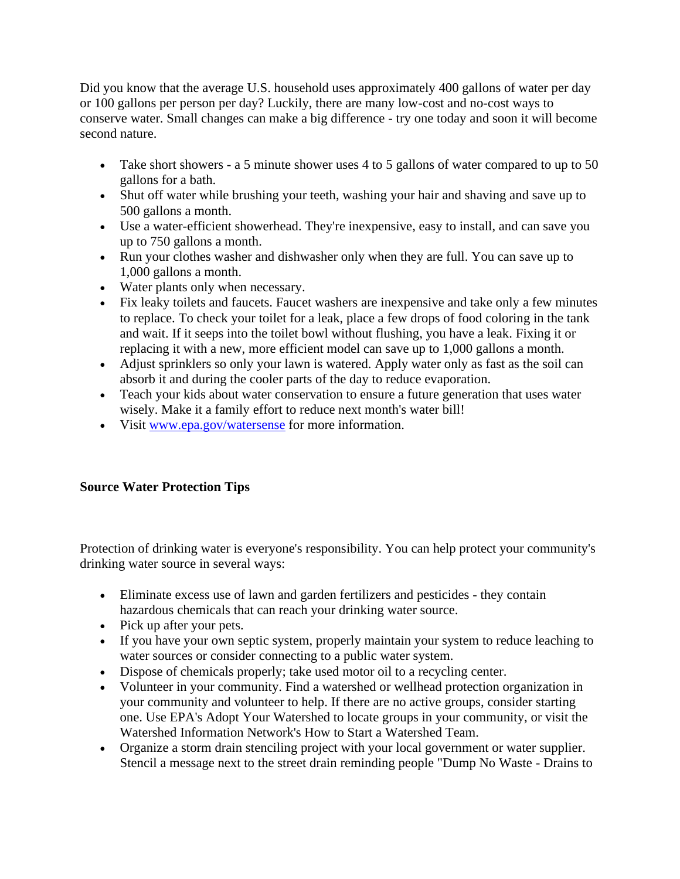Did you know that the average U.S. household uses approximately 400 gallons of water per day or 100 gallons per person per day? Luckily, there are many low-cost and no-cost ways to conserve water. Small changes can make a big difference - try one today and soon it will become second nature.

- Take short showers - a 5 minute shower uses 4 to 5 gallons of water compared to up to 50 gallons for a bath.
- Shut off water while brushing your teeth, washing your hair and shaving and save up to 500 gallons a month.
- Use a water-efficient showerhead. They're inexpensive, easy to install, and can save you up to 750 gallons a month.
- Run your clothes washer and dishwasher only when they are full. You can save up to 1,000 gallons a month.
- Water plants only when necessary.
- Fix leaky toilets and faucets. Faucet washers are inexpensive and take only a few minutes to replace. To check your toilet for a leak, place a few drops of food coloring in the tank and wait. If it seeps into the toilet bowl without flushing, you have a leak. Fixing it or replacing it with a new, more efficient model can save up to 1,000 gallons a month.
- Adjust sprinklers so only your lawn is watered. Apply water only as fast as the soil can absorb it and during the cooler parts of the day to reduce evaporation.
- Teach your kids about water conservation to ensure a future generation that uses water wisely. Make it a family effort to reduce next month's water bill!
- Visit [www.epa.gov/watersense](http://www.epa.gov/watersense) for more information.

**Source Water Protection Tips**

Protection of drinking water is everyone's responsibility. You can help protect your community's drinking water source in several ways:

- Eliminate excess use of lawn and garden fertilizers and pesticides - they contain hazardous chemicals that can reach your drinking water source.
- Pick up after your pets.
- If you have your own septic system, properly maintain your system to reduce leaching to water sources or consider connecting to a public water system.
- Dispose of chemicals properly; take used motor oil to a recycling center.
- Volunteer in your community. Find a watershed or wellhead protection organization in your community and volunteer to help. If there are no active groups, consider starting one. Use EPA's Adopt Your Watershed to locate groups in your community, or visit the Watershed Information Network's How to Start a Watershed Team.
- Organize a storm drain stenciling project with your local government or water supplier. Stencil a message next to the street drain reminding people "Dump No Waste - Drains to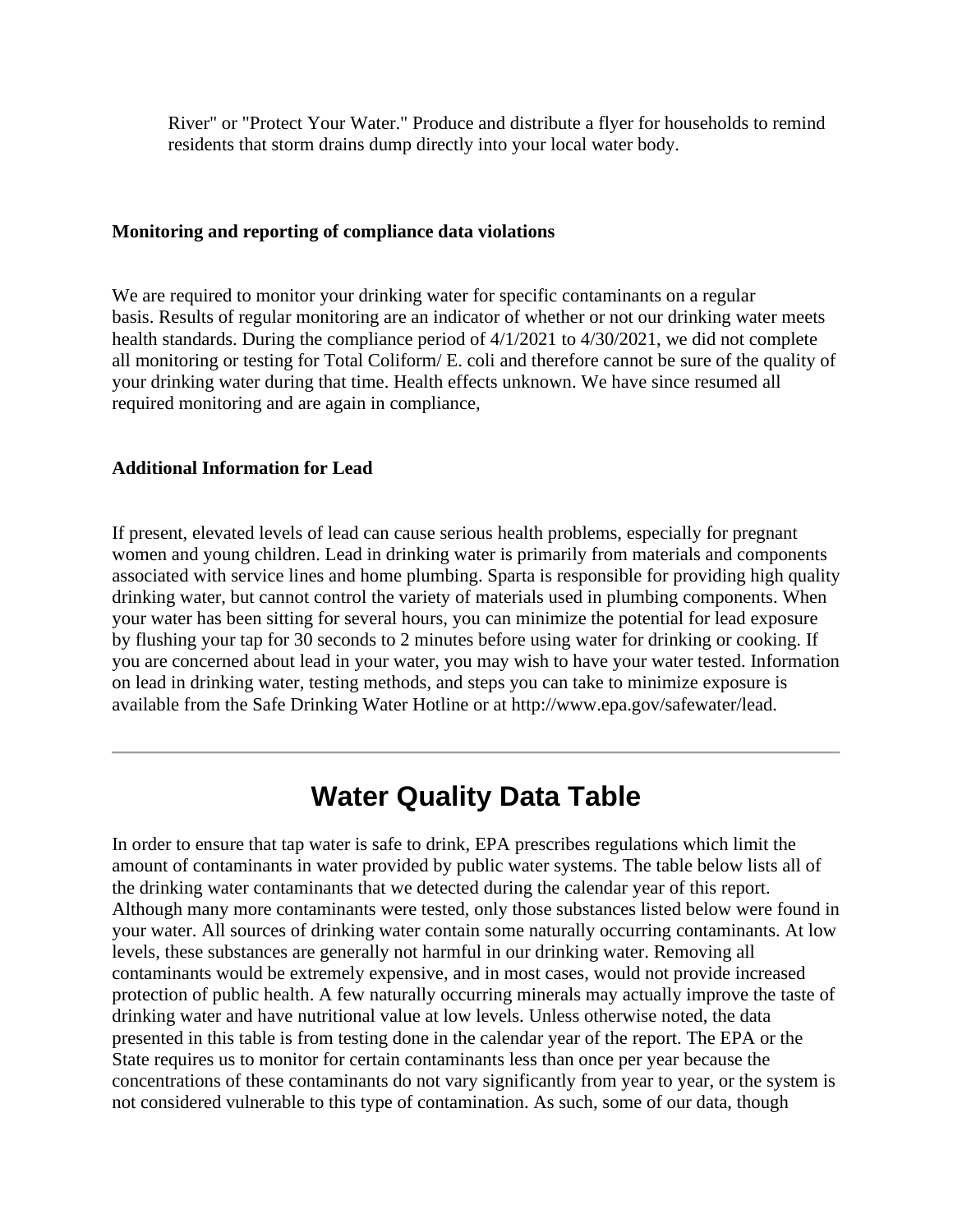River" or "Protect Your Water." Produce and distribute a flyer for households to remind residents that storm drains dump directly into your local water body.

**Monitoring and reporting of compliance data violations**

We are required to monitor your drinking water for specific contaminants on a regular basis. Results of regular monitoring are an indicator of whether or not our drinking water meets health standards. During the compliance period of 4/1/2021 to 4/30/2021, we did not complete all monitoring or testing for Total Coliform/ E. coli and therefore cannot be sure of the quality of your drinking water during that time. Health effects unknown. We have since resumed all required monitoring and are again in compliance,

**Additional Information for Lead**

If present, elevated levels of lead can cause serious health problems, especially for pregnant women and young children. Lead in drinking water is primarily from materials and components associated with service lines and home plumbing. Sparta is responsible for providing high quality drinking water, but cannot control the variety of materials used in plumbing components. When your water has been sitting for several hours, you can minimize the potential for lead exposure by flushing your tap for 30 seconds to 2 minutes before using water for drinking or cooking. If you are concerned about lead in your water, you may wish to have your water tested. Information on lead in drinking water, testing methods, and steps you can take to minimize exposure is available from the Safe Drinking Water Hotline or at http://www.epa.gov/safewater/lead.

---

# Water Quality Data Table

In order to ensure that tap water is safe to drink, EPA prescribes regulations which limit the amount of contaminants in water provided by public water systems. The table below lists all of the drinking water contaminants that we detected during the calendar year of this report. Although many more contaminants were tested, only those substances listed below were found in your water. All sources of drinking water contain some naturally occurring contaminants. At low levels, these substances are generally not harmful in our drinking water. Removing all contaminants would be extremely expensive, and in most cases, would not provide increased protection of public health. A few naturally occurring minerals may actually improve the taste of drinking water and have nutritional value at low levels. Unless otherwise noted, the data presented in this table is from testing done in the calendar year of the report. The EPA or the State requires us to monitor for certain contaminants less than once per year because the concentrations of these contaminants do not vary significantly from year to year, or the system is not considered vulnerable to this type of contamination. As such, some of our data, though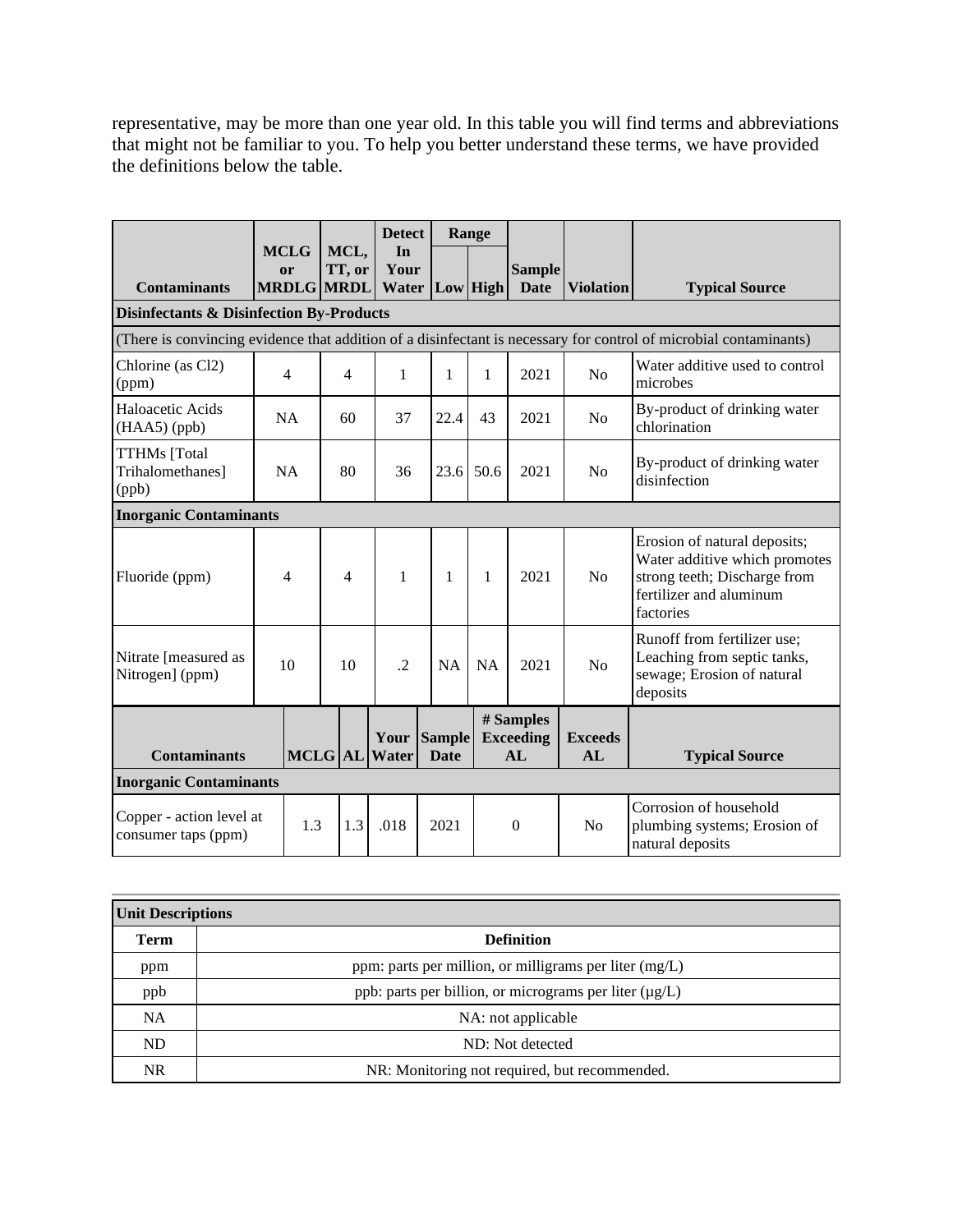representative, may be more than one year old. In this table you will find terms and abbreviations that might not be familiar to you. To help you better understand these terms, we have provided the definitions below the table.

| Contaminants | MCLG or MRDLG | MCL, TT, or MRDL | Detect In Your Water | Range | | Sample Date | Violation | Typical Source |
|---|---|---|---|---|---|---|---|---|
| | | | | Low | High | | | |
| **Disinfectants & Disinfection By-Products** | | | | | | | | |
| (There is convincing evidence that addition of a disinfectant is necessary for control of microbial contaminants) | | | | | | | | |
| Chlorine (as Cl2) (ppm) | 4 | 4 | 1 | 1 | 1 | 2021 | No | Water additive used to control microbes |
| Haloacetic Acids (HAA5) (ppb) | NA | 60 | 37 | 22.4 | 43 | 2021 | No | By-product of drinking water chlorination |
| TTHMs [Total Trihalomethanes] (ppb) | NA | 80 | 36 | 23.6 | 50.6 | 2021 | No | By-product of drinking water disinfection |
| **Inorganic Contaminants** | | | | | | | | |
| Fluoride (ppm) | 4 | 4 | 1 | 1 | 1 | 2021 | No | Erosion of natural deposits; Water additive which promotes strong teeth; Discharge from fertilizer and aluminum factories |
| Nitrate [measured as Nitrogen] (ppm) | 10 | 10 | .2 | NA | NA | 2021 | No | Runoff from fertilizer use; Leaching from septic tanks, sewage; Erosion of natural deposits |

| Contaminants | MCLG | AL | Your Water | Sample Date | # Samples Exceeding AL | Exceeds AL | Typical Source |
|---|---|---|---|---|---|---|---|
| **Inorganic Contaminants** | | | | | | | |
| Copper - action level at consumer taps (ppm) | 1.3 | 1.3 | .018 | 2021 | 0 | No | Corrosion of household plumbing systems; Erosion of natural deposits |

| Unit Descriptions | |
|---|---|
| **Term** | **Definition** |
| ppm | ppm: parts per million, or milligrams per liter (mg/L) |
| ppb | ppb: parts per billion, or micrograms per liter (µg/L) |
| NA | NA: not applicable |
| ND | ND: Not detected |
| NR | NR: Monitoring not required, but recommended. |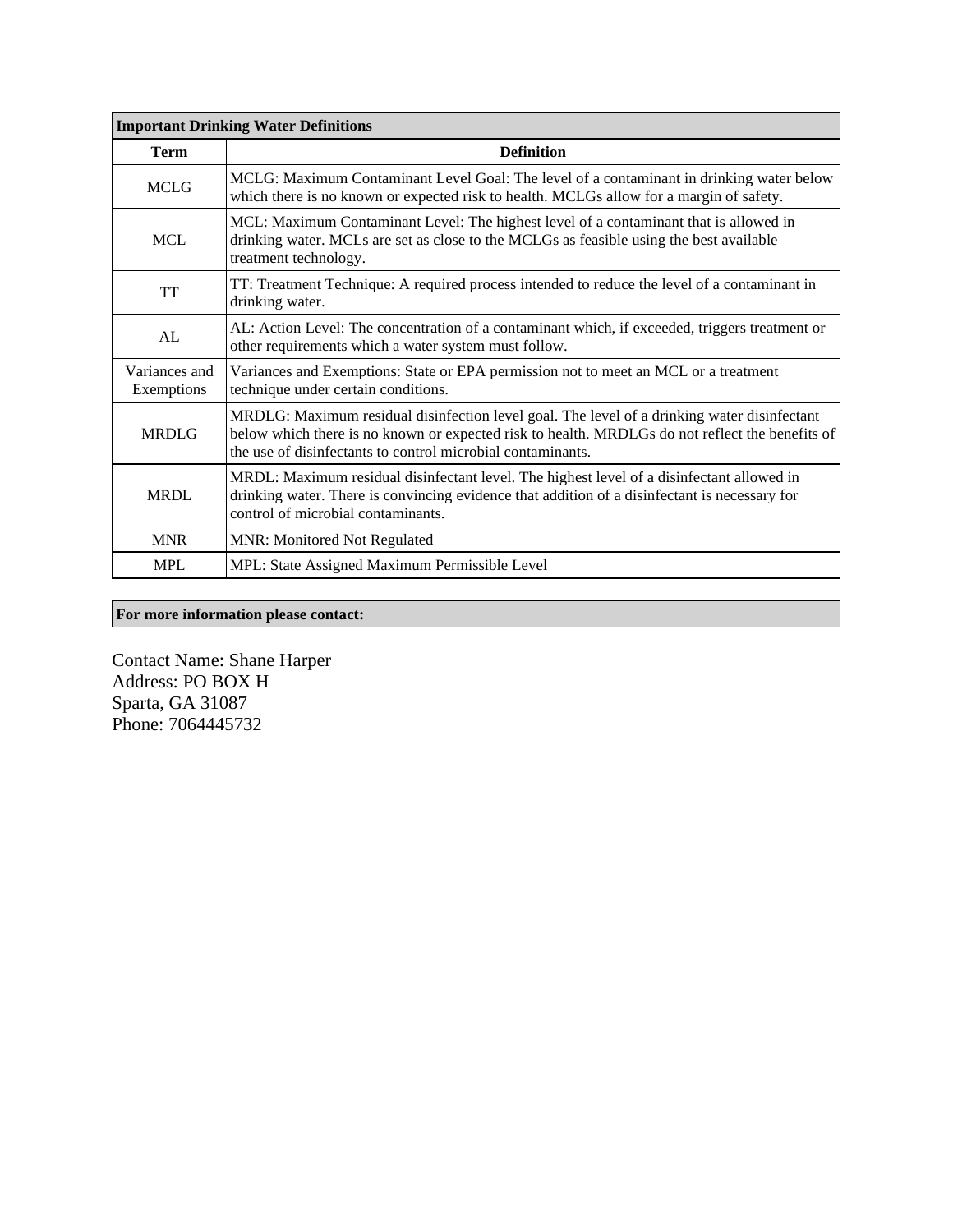| Important Drinking Water Definitions | |
|---|---|
| **Term** | **Definition** |
| MCLG | MCLG: Maximum Contaminant Level Goal: The level of a contaminant in drinking water below which there is no known or expected risk to health. MCLGs allow for a margin of safety. |
| MCL | MCL: Maximum Contaminant Level: The highest level of a contaminant that is allowed in drinking water. MCLs are set as close to the MCLGs as feasible using the best available treatment technology. |
| TT | TT: Treatment Technique: A required process intended to reduce the level of a contaminant in drinking water. |
| AL | AL: Action Level: The concentration of a contaminant which, if exceeded, triggers treatment or other requirements which a water system must follow. |
| Variances and Exemptions | Variances and Exemptions: State or EPA permission not to meet an MCL or a treatment technique under certain conditions. |
| MRDLG | MRDLG: Maximum residual disinfection level goal. The level of a drinking water disinfectant below which there is no known or expected risk to health. MRDLGs do not reflect the benefits of the use of disinfectants to control microbial contaminants. |
| MRDL | MRDL: Maximum residual disinfectant level. The highest level of a disinfectant allowed in drinking water. There is convincing evidence that addition of a disinfectant is necessary for control of microbial contaminants. |
| MNR | MNR: Monitored Not Regulated |
| MPL | MPL: State Assigned Maximum Permissible Level |

**For more information please contact:**

Contact Name: Shane Harper
Address: PO BOX H
Sparta, GA 31087
Phone: 7064445732